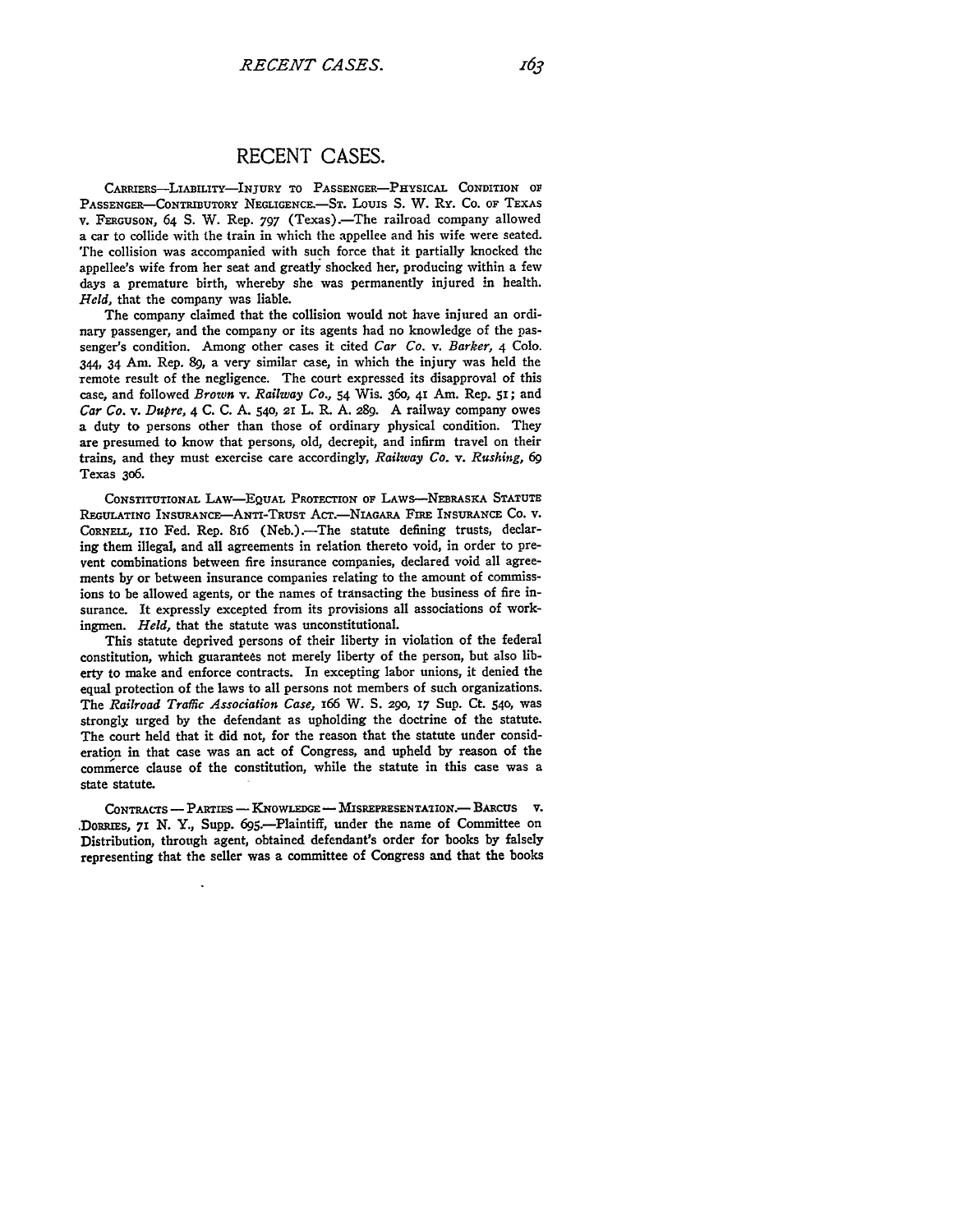# RECENT CASES.

CARRIERS—LIABILITY—INJURY TO PASSENGER—PHYSICAL CONDITION OF PASSENGER—CONTRIBUTORY NEGLIGENCE.—ST. LOUIS S. W. RY. CO. OF TEXAS v. FERGUSON, 64 S. W. Rep. 797 (Texas).—The railroad company allowed a car to collide with the train in which the appellee and his wife were seated. The collision was accompanied with such force that it partially knocked the appellee's wife from her seat and greatly shocked her, producing within a few days a premature birth, whereby she was permanently injured in health. *Held,* that the company was liable.

The company claimed that the collision would not have injured an ordinary passenger, and the company or its agents had no knowledge of the passenger's condition. Among other cases it cited *Car Co.* v. *Barker,* 4 Colo. 344, 34 Am. Rep. 89, a very similar case, in which the injury was held the remote result of the negligence. The court expressed its disapproval of this case, and followed *Brown* v. *Railway Co.,* 54 Wis. 360, 41 Am. Rep. 51; and *Car Co.* v. *Dupre,* 4 C. C. A. 540, 21 L. R. A. 289. A railway company owes a duty to persons other than those of ordinary physical condition. They are presumed to know that persons, old, decrepit, and infirm travel on their trains, and they must exercise care accordingly, *Railway Co.* v. *Rushing,* 69 Texas 306.

CONSTITUTIONAL LAW—EQUAL PROTECTION OF LAWS—NEBRASKA STATUTE REGULATING INSURANCE—ANTI-TRUST ACT.—NIAGARA FIRE INSURANCE CO. v. CORNELL, 110 Fed. Rep. 816 (Neb.).—The statute defining trusts, declaring them illegal, and all agreements in relation thereto void, in order to prevent combinations between fire insurance companies, declared void all agreements by or between insurance companies relating to the amount of commissions to be allowed agents, or the names of transacting the business of fire insurance. It expressly excepted from its provisions all associations of workingmen. *Held,* that the statute was unconstitutional.

This statute deprived persons of their liberty in violation of the federal constitution, which guarantees not merely liberty of the person, but also liberty to make and enforce contracts. In excepting labor unions, it denied the equal protection of the laws to all persons not members of such organizations. The *Railroad Traffic Association Case,* 166 W. S. 290, 17 Sup. Ct. 540, was strongly urged by the defendant as upholding the doctrine of the statute. The court held that it did not, for the reason that the statute under consideration in that case was an act of Congress, and upheld by reason of the commerce clause of the constitution, while the statute in this case was a state statute.

CONTRACTS — PARTIES — KNOWLEDGE — MISREPRESENTATION.— BARCUS v. DORRIES, 71 N. Y., Supp. 695.—Plaintiff, under the name of Committee on Distribution, through agent, obtained defendant's order for books by falsely representing that the seller was a committee of Congress and that the books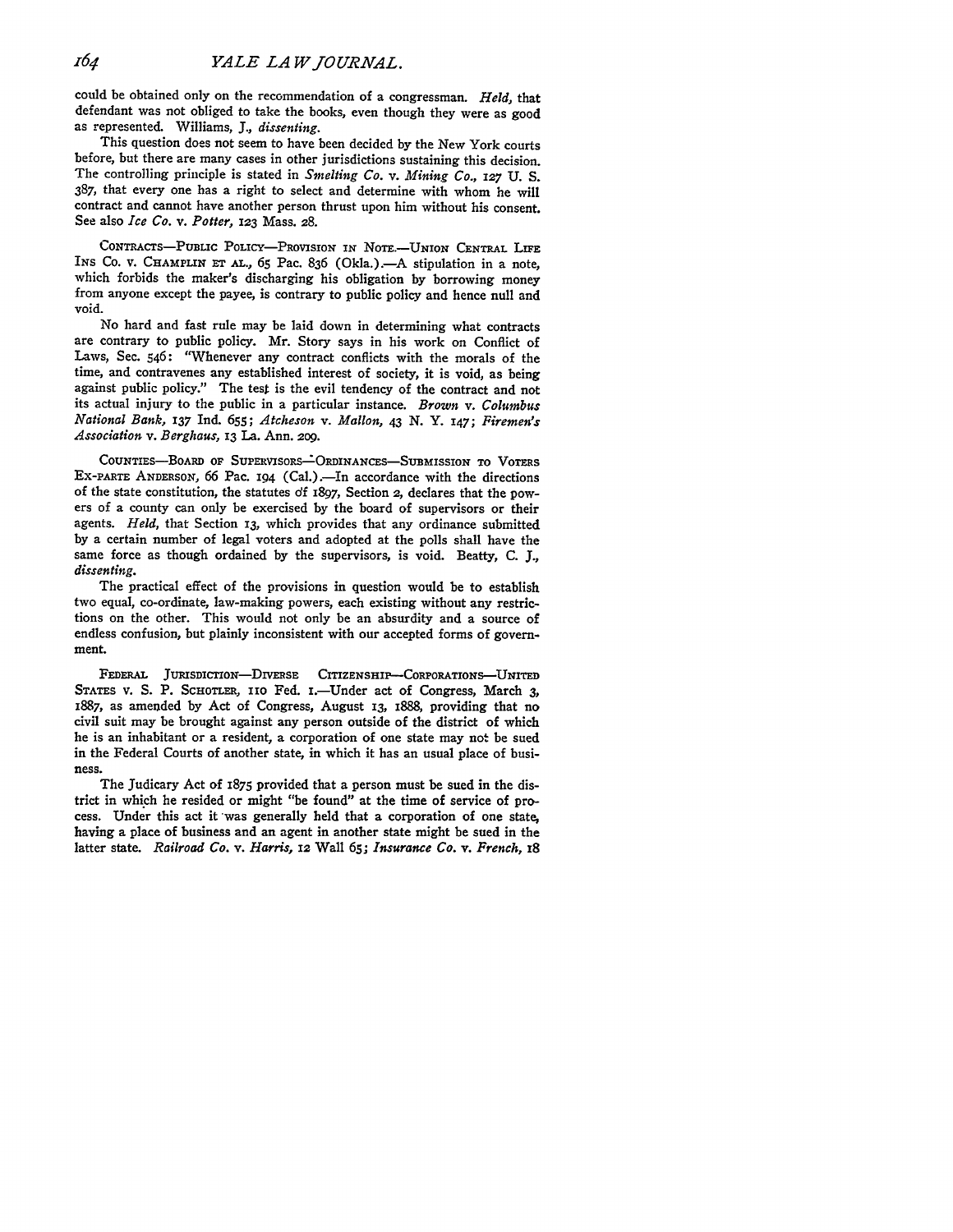could be obtained only on the recommendation of a congressman. *Held,* that defendant was not obliged to take the books, even though they were as good as represented. Williams, J., *dissenting.*

This question does not seem to have been decided by the New York courts before, but there are many cases in other jurisdictions sustaining this decision. The controlling principle is stated in *Smelting Co.* v. *Mining Co.,* 127 U. S. 387, that every one has a right to select and determine with whom he will contract and cannot have another person thrust upon him without his consent. See also *Ice Co.* v. *Potter,* 123 Mass. 28.

CONTRACTS—PUBLIC POLICY—PROVISION IN NOTE.—UNION CENTRAL LIFE INS CO. v. CHAMPLIN ET AL., 65 Pac. 836 (Okla.).—A stipulation in a note, which forbids the maker's discharging his obligation by borrowing money from anyone except the payee, is contrary to public policy and hence null and void.

No hard and fast rule may be laid down in determining what contracts are contrary to public policy. Mr. Story says in his work on Conflict of Laws, Sec. 546: "Whenever any contract conflicts with the morals of the time, and contravenes any established interest of society, it is void, as being against public policy." The test is the evil tendency of the contract and not its actual injury to the public in a particular instance. *Brown* v. *Columbus National Bank,* 137 Ind. 655; *Atcheson* v. *Mallon,* 43 N. Y. 147; *Firemen's Association* v. *Berghaus,* 13 La. Ann. 209.

COUNTIES—BOARD OF SUPERVISORS—ORDINANCES—SUBMISSION TO VOTERS EX-PARTE ANDERSON, 66 Pac. 194 (Cal.).—In accordance with the directions of the state constitution, the statutes of 1897, Section 2, declares that the powers of a county can only be exercised by the board of supervisors or their agents. *Held,* that Section 13, which provides that any ordinance submitted by a certain number of legal voters and adopted at the polls shall have the same force as though ordained by the supervisors, is void. Beatty, C. J., *dissenting.*

The practical effect of the provisions in question would be to establish two equal, co-ordinate, law-making powers, each existing without any restrictions on the other. This would not only be an absurdity and a source of endless confusion, but plainly inconsistent with our accepted forms of government.

FEDERAL JURISDICTION—DIVERSE CITIZENSHIP—CORPORATIONS—UNITED STATES v. S. P. SCHOTLER, 110 Fed. 1.—Under act of Congress, March 3, 1887, as amended by Act of Congress, August 13, 1888, providing that no civil suit may be brought against any person outside of the district of which he is an inhabitant or a resident, a corporation of one state may not be sued in the Federal Courts of another state, in which it has an usual place of business.

The Judicary Act of 1875 provided that a person must be sued in the district in which he resided or might "be found" at the time of service of process. Under this act it was generally held that a corporation of one state, having a place of business and an agent in another state might be sued in the latter state. *Railroad Co.* v. *Harris,* 12 Wall 65; *Insurance Co.* v. *French,* 18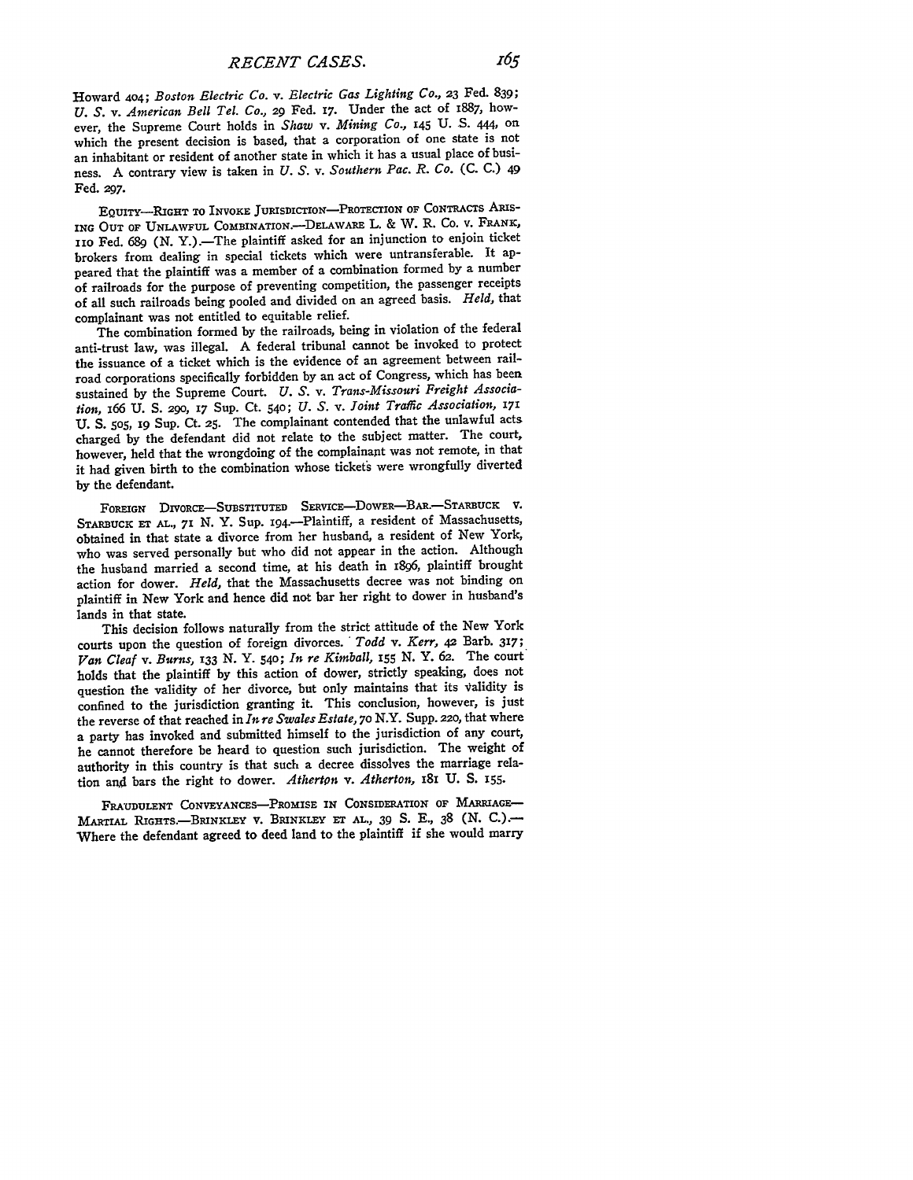Howard 404; *Boston Electric Co.* v. *Electric Gas Lighting Co.*, 23 Fed. 839; *U. S.* v. *American Bell Tel. Co.*, 29 Fed. 17. Under the act of 1887, however, the Supreme Court holds in *Shaw* v. *Mining Co.*, 145 U. S. 444, on which the present decision is based, that a corporation of one state is not an inhabitant or resident of another state in which it has a usual place of business. A contrary view is taken in *U. S.* v. *Southern Pac. R. Co.* (C. C.) 49 Fed. 297.

EQUITY—RIGHT TO INVOKE JURISDICTION—PROTECTION OF CONTRACTS ARISING OUT OF UNLAWFUL COMBINATION.—DELAWARE L. & W. R. CO. v. FRANK, 110 Fed. 689 (N. Y.).—The plaintiff asked for an injunction to enjoin ticket brokers from dealing in special tickets which were untransferable. It appeared that the plaintiff was a member of a combination formed by a number of railroads for the purpose of preventing competition, the passenger receipts of all such railroads being pooled and divided on an agreed basis. *Held*, that complainant was not entitled to equitable relief.

The combination formed by the railroads, being in violation of the federal anti-trust law, was illegal. A federal tribunal cannot be invoked to protect the issuance of a ticket which is the evidence of an agreement between railroad corporations specifically forbidden by an act of Congress, which has been sustained by the Supreme Court. *U. S.* v. *Trans-Missouri Freight Association*, 166 U. S. 290, 17 Sup. Ct. 540; *U. S.* v. *Joint Traffic Association*, 171 U. S. 505, 19 Sup. Ct. 25. The complainant contended that the unlawful acts charged by the defendant did not relate to the subject matter. The court, however, held that the wrongdoing of the complainant was not remote, in that it had given birth to the combination whose tickets were wrongfully diverted by the defendant.

FOREIGN DIVORCE—SUBSTITUTED SERVICE—DOWER—BAR.—STARBUCK v. STARBUCK ET AL., 71 N. Y. Sup. 194.—Plaintiff, a resident of Massachusetts, obtained in that state a divorce from her husband, a resident of New York, who was served personally but who did not appear in the action. Although the husband married a second time, at his death in 1896, plaintiff brought action for dower. *Held*, that the Massachusetts decree was not binding on plaintiff in New York and hence did not bar her right to dower in husband's lands in that state.

This decision follows naturally from the strict attitude of the New York courts upon the question of foreign divorces. *Todd* v. *Kerr*, 42 Barb. 317; *Van Cleaf* v. *Burns*, 133 N. Y. 540; *In re Kimball*, 155 N. Y. 62. The court holds that the plaintiff by this action of dower, strictly speaking, does not question the validity of her divorce, but only maintains that its validity is confined to the jurisdiction granting it. This conclusion, however, is just the reverse of that reached in *In re Swales Estate*, 70 N.Y. Supp. 220, that where a party has invoked and submitted himself to the jurisdiction of any court, he cannot therefore be heard to question such jurisdiction. The weight of authority in this country is that such a decree dissolves the marriage relation and bars the right to dower. *Atherton* v. *Atherton*, 181 U. S. 155.

FRAUDULENT CONVEYANCES—PROMISE IN CONSIDERATION OF MARRIAGE—MARTIAL RIGHTS.—BRINKLEY v. BRINKLEY ET AL., 39 S. E., 38 (N. C.).—Where the defendant agreed to deed land to the plaintiff if she would marry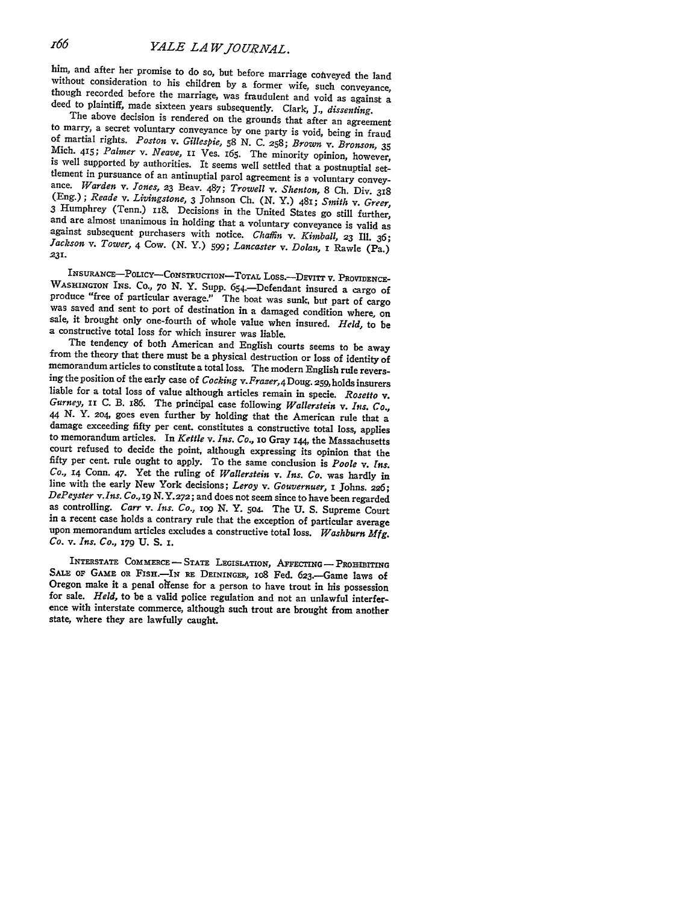him, and after her promise to do so, but before marriage conveyed the land without consideration to his children by a former wife, such conveyance, though recorded before the marriage, was fraudulent and void as against a deed to plaintiff, made sixteen years subsequently. Clark, J., *dissenting*.

The above decision is rendered on the grounds that after an agreement to marry, a secret voluntary conveyance by one party is void, being in fraud of martial rights. *Poston* v. *Gillespie*, 58 N. C. 258; *Brown* v. *Bronson*, 35 Mich. 415; *Palmer* v. *Neave*, 11 Ves. 165. The minority opinion, however, is well supported by authorities. It seems well settled that a postnuptial settlement in pursuance of an antinuptial parol agreement is a voluntary conveyance. *Warden* v. *Jones*, 23 Beav. 487; *Trowell* v. *Shenton*, 8 Ch. Div. 318 (Eng.); *Reade* v. *Livingstone*, 3 Johnson Ch. (N. Y.) 481; *Smith* v. *Greer*, 3 Humphrey (Tenn.) 118. Decisions in the United States go still further, and are almost unanimous in holding that a voluntary conveyance is valid as against subsequent purchasers with notice. *Chaffin* v. *Kimball*, 23 Ill. 36; *Jackson* v. *Tower*, 4 Cow. (N. Y.) 599; *Lancaster* v. *Dolan*, 1 Rawle (Pa.) 231.

INSURANCE—POLICY—CONSTRUCTION—TOTAL LOSS.—DEVITT V. PROVIDENCE-WASHINGTON INS. CO., 70 N. Y. Supp. 654.—Defendant insured a cargo of produce "free of particular average." The boat was sunk, but part of cargo was saved and sent to port of destination in a damaged condition where, on sale, it brought only one-fourth of whole value when insured. *Held*, to be a constructive total loss for which insurer was liable.

The tendency of both American and English courts seems to be away from the theory that there must be a physical destruction or loss of identity of memorandum articles to constitute a total loss. The modern English rule reversing the position of the early case of *Cocking* v. *Frazer*, 4 Doug. 259, holds insurers liable for a total loss of value although articles remain in specie. *Rosetto* v. *Gurney*, 11 C. B. 186. The principal case following *Wallerstein* v. *Ins. Co.*, 44 N. Y. 204, goes even further by holding that the American rule that a damage exceeding fifty per cent. constitutes a constructive total loss, applies to memorandum articles. In *Kettle* v. *Ins. Co.*, 10 Gray 144, the Massachusetts court refused to decide the point, although expressing its opinion that the fifty per cent. rule ought to apply. To the same conclusion is *Poole* v. *Ins. Co.*, 14 Conn. 47. Yet the ruling of *Wallerstein* v. *Ins. Co.* was hardly in line with the early New York decisions; *Leroy* v. *Gouvernuer*, 1 Johns. 226; *DePeyster* v. *Ins. Co.*, 19 N. Y. 272; and does not seem since to have been regarded as controlling. *Carr* v. *Ins. Co.*, 109 N. Y. 504. The U. S. Supreme Court in a recent case holds a contrary rule that the exception of particular average upon memorandum articles excludes a constructive total loss. *Washburn Mfg. Co.* v. *Ins. Co.*, 179 U. S. 1.

INTERSTATE COMMERCE—STATE LEGISLATION, AFFECTING—PROHIBITING SALE OF GAME OR FISH.—IN RE DEININGER, 108 Fed. 623.—Game laws of Oregon make it a penal offense for a person to have trout in his possession for sale. *Held*, to be a valid police regulation and not an unlawful interference with interstate commerce, although such trout are brought from another state, where they are lawfully caught.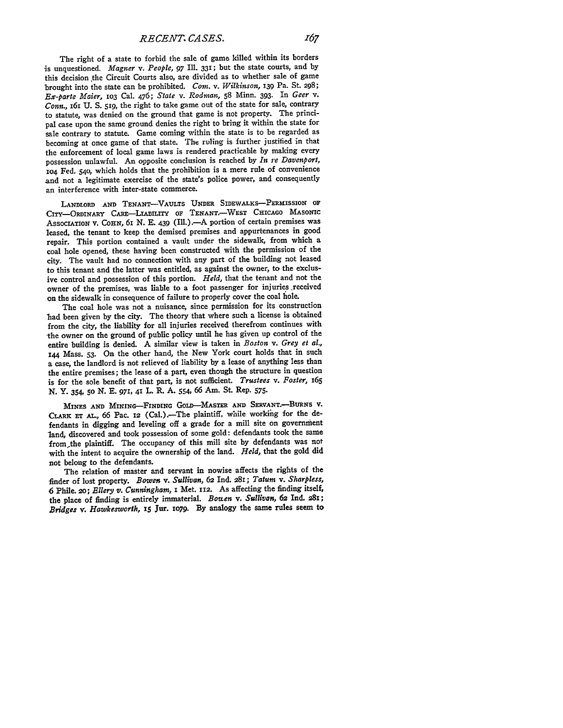The right of a state to forbid the sale of game killed within its borders is unquestioned. *Magner* v. *People*, 97 Ill. 331; but the state courts, and by this decision the Circuit Courts also, are divided as to whether sale of game brought into the state can be prohibited. *Com.* v. *Wilkinson*, 139 Pa. St. 298; *Ex-parte Maier*, 103 Cal. 476; *State* v. *Rodman*, 58 Minn. 393. In *Geer* v. *Conn.*, 161 U. S. 519, the right to take game out of the state for sale, contrary to statute, was denied on the ground that game is not property. The principal case upon the same ground denies the right to bring it within the state for sale contrary to statute. Game coming within the state is to be regarded as becoming at once game of that state. The ruling is further justified in that the enforcement of local game laws is rendered practicable by making every possession unlawful. An opposite conclusion is reached by *In re Davenport*, 104 Fed. 540, which holds that the prohibition is a mere rule of convenience and not a legitimate exercise of the state's police power, and consequently an interference with inter-state commerce.

LANDLORD AND TENANT—VAULTS UNDER SIDEWALKS—PERMISSION OF CITY—ORDINARY CARE—LIABILITY OF TENANT.—WEST CHICAGO MASONIC ASSOCIATION v. COHN, 61 N. E. 439 (Ill.).—A portion of certain premises was leased, the tenant to keep the demised premises and appurtenances in good repair. This portion contained a vault under the sidewalk, from which a coal hole opened, these having been constructed with the permission of the city. The vault had no connection with any part of the building not leased to this tenant and the latter was entitled, as against the owner, to the exclusive control and possession of this portion. *Held*, that the tenant and not the owner of the premises, was liable to a foot passenger for injuries received on the sidewalk in consequence of failure to properly cover the coal hole.

The coal hole was not a nuisance, since permission for its construction had been given by the city. The theory that where such a license is obtained from the city, the liability for all injuries received therefrom continues with the owner on the ground of public policy until he has given up control of the entire building is denied. A similar view is taken in *Boston* v. *Grey et al.*, 144 Mass. 53. On the other hand, the New York court holds that in such a case, the landlord is not relieved of liability by a lease of anything less than the entire premises; the lease of a part, even though the structure in question is for the sole benefit of that part, is not sufficient. *Trustees* v. *Foster*, 165 N. Y. 354, 50 N. E. 971, 41 L. R. A. 554, 66 Am. St. Rep. 575.

MINES AND MINING—FINDING GOLD—MASTER AND SERVANT.—BURNS v. CLARK ET AL., 66 Pac. 12 (Cal.).—The plaintiff, while working for the defendants in digging and leveling off a grade for a mill site on government land, discovered and took possession of some gold: defendants took the same from the plaintiff. The occupancy of this mill site by defendants was not with the intent to acquire the ownership of the land. *Held*, that the gold did not belong to the defendants.

The relation of master and servant in nowise affects the rights of the finder of lost property. *Bowen* v. *Sullivan*, 62 Ind. 281; *Tatum* v. *Sharpless*, 6 Phile. 20; *Ellery v. Cunningham*, 1 Met. 112. As affecting the finding itself, the place of finding is entirely immaterial. *Bowen* v. *Sullivan*, 62 Ind. 281; *Bridges* v. *Hawkesworth*, 15 Jur. 1079. By analogy the same rules seem to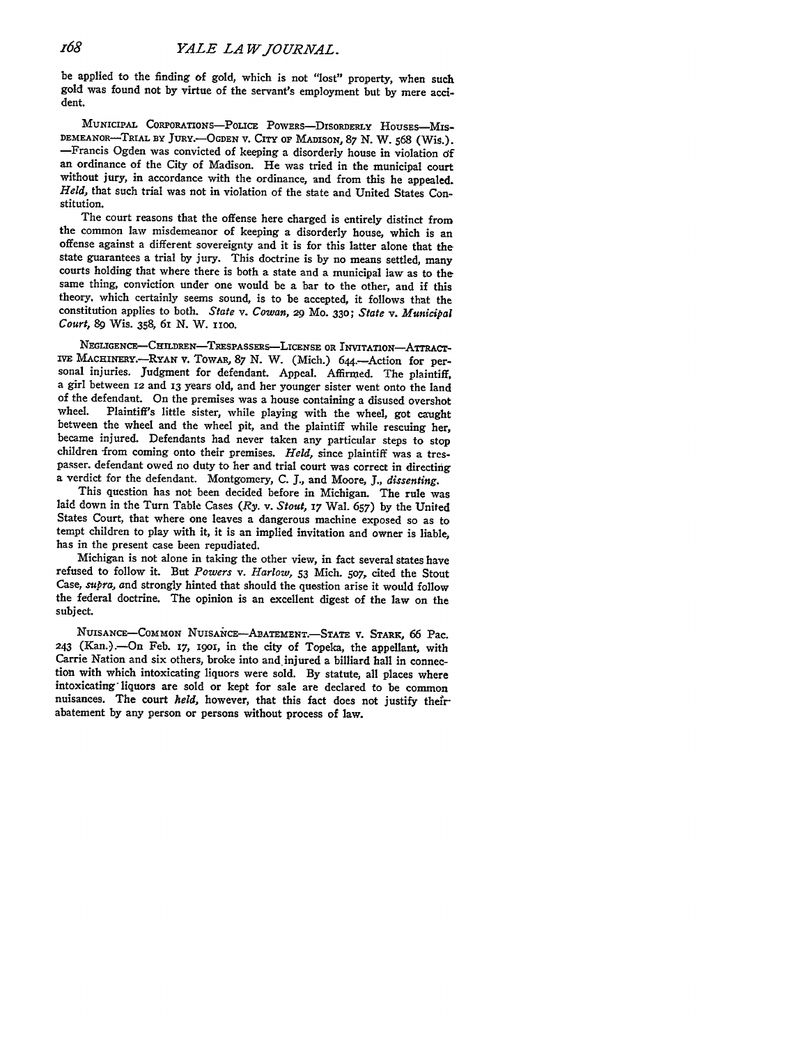be applied to the finding of gold, which is not "lost" property, when such gold was found not by virtue of the servant's employment but by mere accident.

MUNICIPAL CORPORATIONS—POLICE POWERS—DISORDERLY HOUSES—MISDEMEANOR—TRIAL BY JURY.—OGDEN v. CITY OF MADISON, 87 N. W. 568 (Wis.).—Francis Ogden was convicted of keeping a disorderly house in violation of an ordinance of the City of Madison. He was tried in the municipal court without jury, in accordance with the ordinance, and from this he appealed. *Held,* that such trial was not in violation of the state and United States Constitution.

The court reasons that the offense here charged is entirely distinct from the common law misdemeanor of keeping a disorderly house, which is an offense against a different sovereignty and it is for this latter alone that the state guarantees a trial by jury. This doctrine is by no means settled, many courts holding that where there is both a state and a municipal law as to the same thing, conviction under one would be a bar to the other, and if this theory, which certainly seems sound, is to be accepted, it follows that the constitution applies to both. *State* v. *Cowan,* 29 Mo. 330; *State* v. *Municipal Court,* 89 Wis. 358, 61 N. W. 1100.

NEGLIGENCE—CHILDREN—TRESPASSERS—LICENSE OR INVITATION—ATTRACTIVE MACHINERY.—RYAN v. TOWAR, 87 N. W. (Mich.) 644.—Action for personal injuries. Judgment for defendant. Appeal. Affirmed. The plaintiff, a girl between 12 and 13 years old, and her younger sister went onto the land of the defendant. On the premises was a house containing a disused overshot wheel. Plaintiff's little sister, while playing with the wheel, got caught between the wheel and the wheel pit, and the plaintiff while rescuing her, became injured. Defendants had never taken any particular steps to stop children from coming onto their premises. *Held,* since plaintiff was a trespasser, defendant owed no duty to her and trial court was correct in directing a verdict for the defendant. Montgomery, C. J., and Moore, J., *dissenting.*

This question has not been decided before in Michigan. The rule was laid down in the Turn Table Cases (*Ry.* v. *Stout,* 17 Wal. 657) by the United States Court, that where one leaves a dangerous machine exposed so as to tempt children to play with it, it is an implied invitation and owner is liable, has in the present case been repudiated.

Michigan is not alone in taking the other view, in fact several states have refused to follow it. But *Powers* v. *Harlow,* 53 Mich. 507, cited the Stout Case, *supra,* and strongly hinted that should the question arise it would follow the federal doctrine. The opinion is an excellent digest of the law on the subject.

NUISANCE—COMMON NUISANCE—ABATEMENT.—STATE v. STARK, 66 Pac. 243 (Kan.).—On Feb. 17, 1901, in the city of Topeka, the appellant, with Carrie Nation and six others, broke into and injured a billiard hall in connection with which intoxicating liquors were sold. By statute, all places where intoxicating liquors are sold or kept for sale are declared to be common nuisances. The court *held,* however, that this fact does not justify their abatement by any person or persons without process of law.